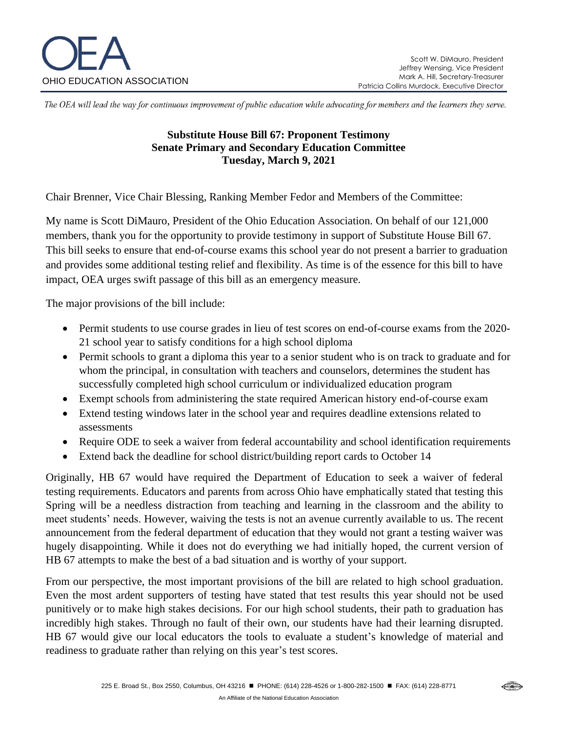OEA

OHIO EDUCATION ASSOCIATION

Scott W. DiMauro, President
Jeffrey Wensing, Vice President
Mark A. Hill, Secretary-Treasurer
Patricia Collins Murdock, Executive Director

*The OEA will lead the way for continuous improvement of public education while advocating for members and the learners they serve.*

**Substitute House Bill 67: Proponent Testimony**
**Senate Primary and Secondary Education Committee**
**Tuesday, March 9, 2021**

Chair Brenner, Vice Chair Blessing, Ranking Member Fedor and Members of the Committee:

My name is Scott DiMauro, President of the Ohio Education Association. On behalf of our 121,000 members, thank you for the opportunity to provide testimony in support of Substitute House Bill 67. This bill seeks to ensure that end-of-course exams this school year do not present a barrier to graduation and provides some additional testing relief and flexibility. As time is of the essence for this bill to have impact, OEA urges swift passage of this bill as an emergency measure.

The major provisions of the bill include:

- Permit students to use course grades in lieu of test scores on end-of-course exams from the 2020-21 school year to satisfy conditions for a high school diploma
- Permit schools to grant a diploma this year to a senior student who is on track to graduate and for whom the principal, in consultation with teachers and counselors, determines the student has successfully completed high school curriculum or individualized education program
- Exempt schools from administering the state required American history end-of-course exam
- Extend testing windows later in the school year and requires deadline extensions related to assessments
- Require ODE to seek a waiver from federal accountability and school identification requirements
- Extend back the deadline for school district/building report cards to October 14

Originally, HB 67 would have required the Department of Education to seek a waiver of federal testing requirements. Educators and parents from across Ohio have emphatically stated that testing this Spring will be a needless distraction from teaching and learning in the classroom and the ability to meet students' needs. However, waiving the tests is not an avenue currently available to us. The recent announcement from the federal department of education that they would not grant a testing waiver was hugely disappointing. While it does not do everything we had initially hoped, the current version of HB 67 attempts to make the best of a bad situation and is worthy of your support.

From our perspective, the most important provisions of the bill are related to high school graduation. Even the most ardent supporters of testing have stated that test results this year should not be used punitively or to make high stakes decisions. For our high school students, their path to graduation has incredibly high stakes. Through no fault of their own, our students have had their learning disrupted. HB 67 would give our local educators the tools to evaluate a student's knowledge of material and readiness to graduate rather than relying on this year's test scores.

225 E. Broad St., Box 2550, Columbus, OH 43216 ■ PHONE: (614) 228-4526 or 1-800-282-1500 ■ FAX: (614) 228-8771

An Affiliate of the National Education Association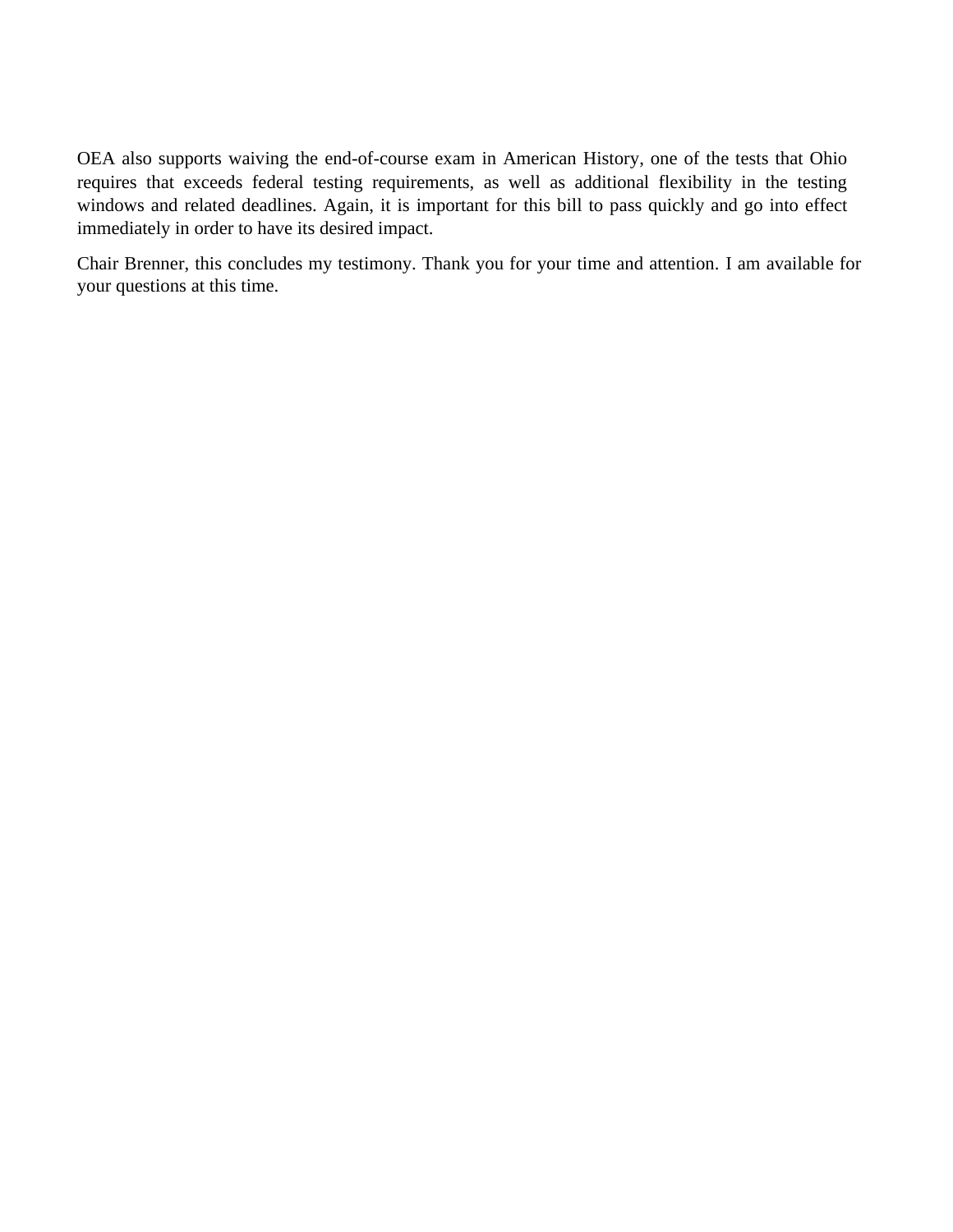OEA also supports waiving the end-of-course exam in American History, one of the tests that Ohio requires that exceeds federal testing requirements, as well as additional flexibility in the testing windows and related deadlines. Again, it is important for this bill to pass quickly and go into effect immediately in order to have its desired impact.

Chair Brenner, this concludes my testimony. Thank you for your time and attention. I am available for your questions at this time.